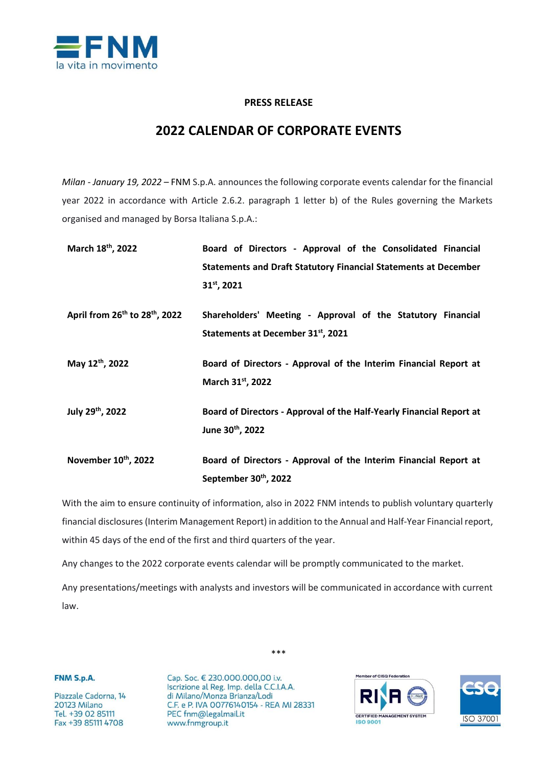**PRESS RELEASE**

# 2022 CALENDAR OF CORPORATE EVENTS

*Milan - January 19, 2022* – FNM S.p.A. announces the following corporate events calendar for the financial year 2022 in accordance with Article 2.6.2. paragraph 1 letter b) of the Rules governing the Markets organised and managed by Borsa Italiana S.p.A.:

| | |
|---|---|
| **March 18th, 2022** | **Board of Directors - Approval of the Consolidated Financial Statements and Draft Statutory Financial Statements at December 31st, 2021** |
| **April from 26th to 28th, 2022** | **Shareholders' Meeting - Approval of the Statutory Financial Statements at December 31st, 2021** |
| **May 12th, 2022** | **Board of Directors - Approval of the Interim Financial Report at March 31st, 2022** |
| **July 29th, 2022** | **Board of Directors - Approval of the Half-Yearly Financial Report at June 30th, 2022** |
| **November 10th, 2022** | **Board of Directors - Approval of the Interim Financial Report at September 30th, 2022** |

With the aim to ensure continuity of information, also in 2022 FNM intends to publish voluntary quarterly financial disclosures (Interim Management Report) in addition to the Annual and Half-Year Financial report, within 45 days of the end of the first and third quarters of the year.

Any changes to the 2022 corporate events calendar will be promptly communicated to the market.

Any presentations/meetings with analysts and investors will be communicated in accordance with current law.

***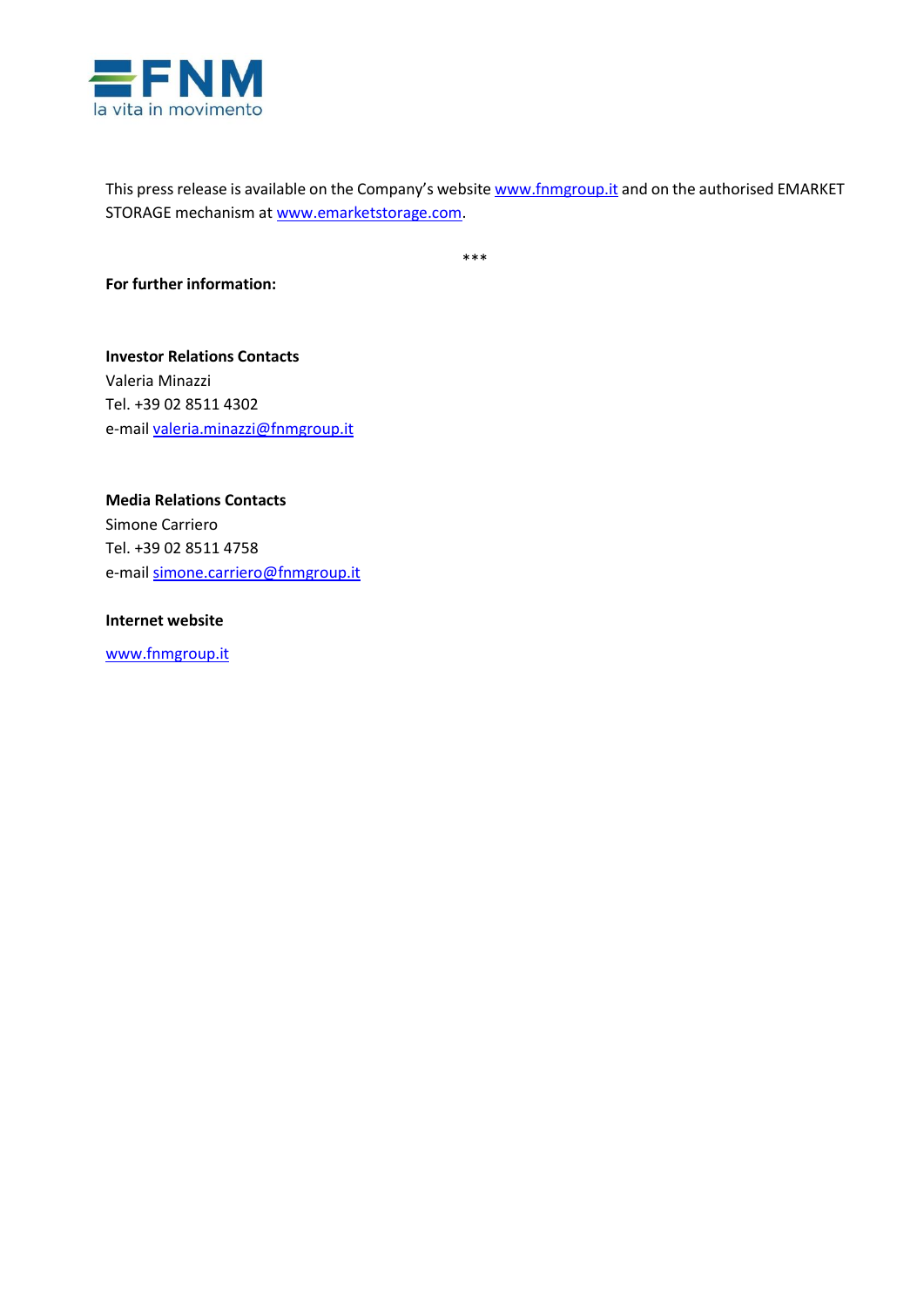This press release is available on the Company's website www.fnmgroup.it and on the authorised EMARKET STORAGE mechanism at www.emarketstorage.com.

***

**For further information:**

**Investor Relations Contacts**
Valeria Minazzi
Tel. +39 02 8511 4302
e-mail valeria.minazzi@fnmgroup.it

**Media Relations Contacts**
Simone Carriero
Tel. +39 02 8511 4758
e-mail simone.carriero@fnmgroup.it

**Internet website**

www.fnmgroup.it